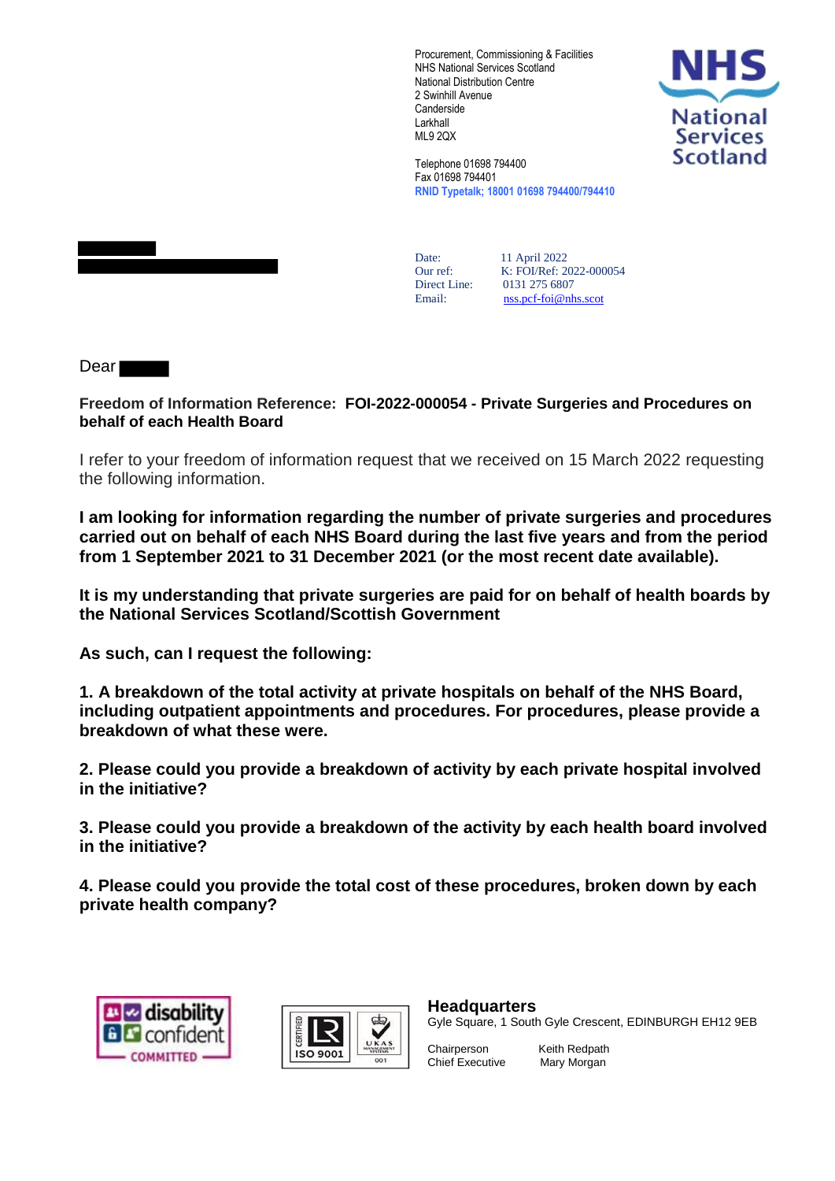Procurement, Commissioning & Facilities
NHS National Services Scotland
National Distribution Centre
2 Swinhill Avenue
Canderside
Larkhall
ML9 2QX

Telephone 01698 794400
Fax 01698 794401
RNID Typetalk; 18001 01698 794400/794410

NHS National Services Scotland

Date: 11 April 2022
Our ref: K: FOI/Ref: 2022-000054
Direct Line: 0131 275 6807
Email: nss.pcf-foi@nhs.scot

Dear

**Freedom of Information Reference: FOI-2022-000054 - Private Surgeries and Procedures on behalf of each Health Board**

I refer to your freedom of information request that we received on 15 March 2022 requesting the following information.

**I am looking for information regarding the number of private surgeries and procedures carried out on behalf of each NHS Board during the last five years and from the period from 1 September 2021 to 31 December 2021 (or the most recent date available).**

**It is my understanding that private surgeries are paid for on behalf of health boards by the National Services Scotland/Scottish Government**

**As such, can I request the following:**

**1. A breakdown of the total activity at private hospitals on behalf of the NHS Board, including outpatient appointments and procedures. For procedures, please provide a breakdown of what these were.**

**2. Please could you provide a breakdown of activity by each private hospital involved in the initiative?**

**3. Please could you provide a breakdown of the activity by each health board involved in the initiative?**

**4. Please could you provide the total cost of these procedures, broken down by each private health company?**

**Headquarters**
Gyle Square, 1 South Gyle Crescent, EDINBURGH EH12 9EB

Chairperson Keith Redpath
Chief Executive Mary Morgan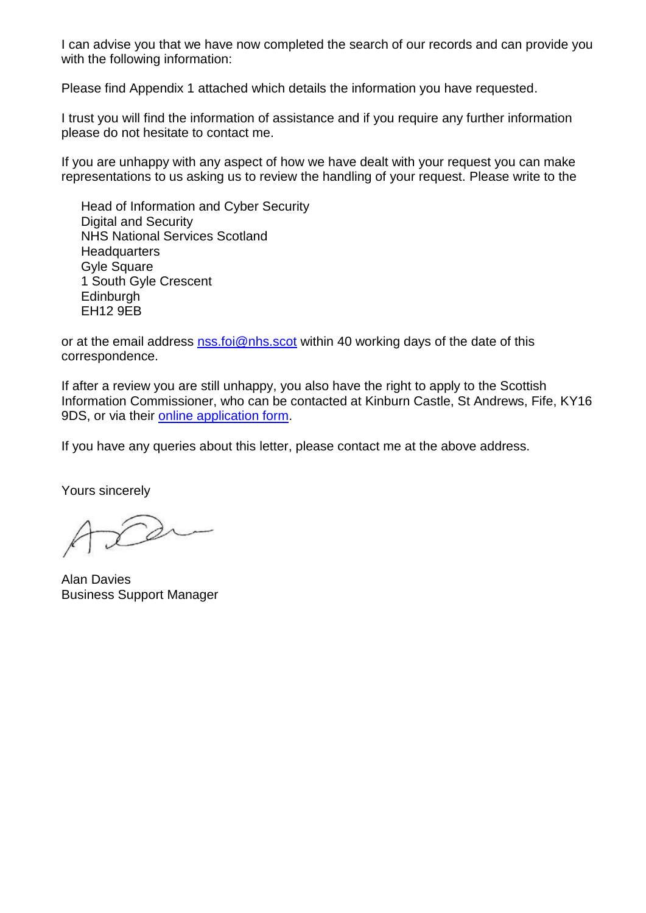I can advise you that we have now completed the search of our records and can provide you with the following information:

Please find Appendix 1 attached which details the information you have requested.

I trust you will find the information of assistance and if you require any further information please do not hesitate to contact me.

If you are unhappy with any aspect of how we have dealt with your request you can make representations to us asking us to review the handling of your request. Please write to the

Head of Information and Cyber Security
Digital and Security
NHS National Services Scotland
Headquarters
Gyle Square
1 South Gyle Crescent
Edinburgh
EH12 9EB

or at the email address [nss.foi@nhs.scot](mailto:nss.foi@nhs.scot) within 40 working days of the date of this correspondence.

If after a review you are still unhappy, you also have the right to apply to the Scottish Information Commissioner, who can be contacted at Kinburn Castle, St Andrews, Fife, KY16 9DS, or via their online application form.

If you have any queries about this letter, please contact me at the above address.

Yours sincerely

Alan Davies
Business Support Manager